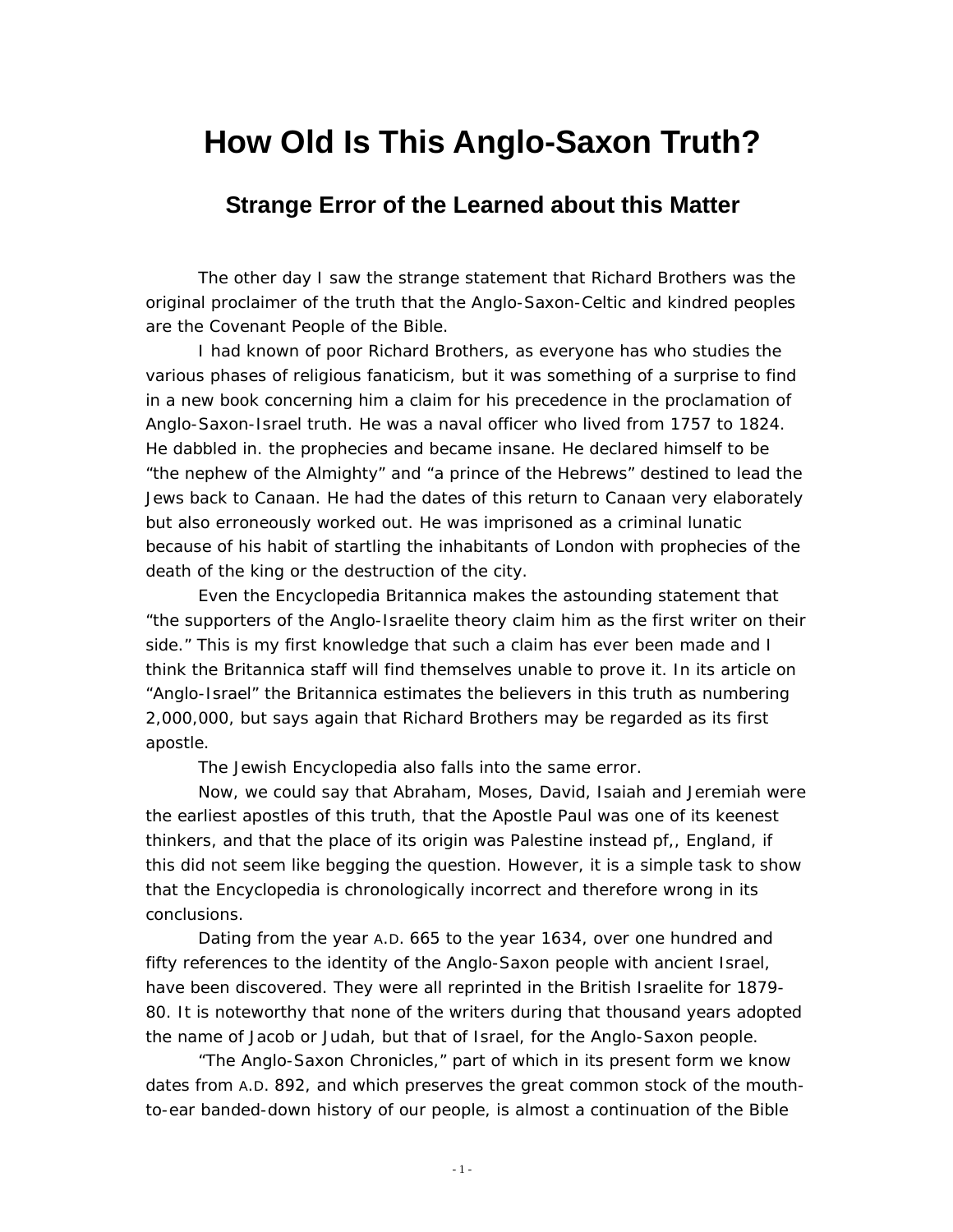# How Old Is This Anglo-Saxon Truth?

## Strange Error of the Learned about this Matter

The other day I saw the strange statement that Richard Brothers was the original proclaimer of the truth that the Anglo-Saxon-Celtic and kindred peoples are the Covenant People of the Bible.

I had known of poor Richard Brothers, as everyone has who studies the various phases of religious fanaticism, but it was something of a surprise to find in a new book concerning him a claim for his precedence in the proclamation of Anglo-Saxon-Israel truth. He was a naval officer who lived from 1757 to 1824. He dabbled in. the prophecies and became insane. He declared himself to be "the nephew of the Almighty" and "a prince of the Hebrews" destined to lead the Jews back to Canaan. He had the dates of this return to Canaan very elaborately but also erroneously worked out. He was imprisoned as a criminal lunatic because of his habit of startling the inhabitants of London with prophecies of the death of the king or the destruction of the city.

Even the Encyclopedia Britannica makes the astounding statement that "the supporters of the Anglo-Israelite theory claim him as the first writer on their side." This is my first knowledge that such a claim has ever been made and I think the Britannica staff will find themselves unable to prove it. In its article on "Anglo-Israel" the Britannica estimates the believers in this truth as numbering 2,000,000, but says again that Richard Brothers may be regarded as its first apostle.

The Jewish Encyclopedia also falls into the same error.

Now, we could say that Abraham, Moses, David, Isaiah and Jeremiah were the earliest apostles of this truth, that the Apostle Paul was one of its keenest thinkers, and that the place of its origin was Palestine instead pf,, England, if this did not seem like begging the question. However, it is a simple task to show that the Encyclopedia is chronologically incorrect and therefore wrong in its conclusions.

Dating from the year A.D. 665 to the year 1634, over one hundred and fifty references to the identity of the Anglo-Saxon people with ancient Israel, have been discovered. They were all reprinted in the British Israelite for 1879-80. It is noteworthy that none of the writers during that thousand years adopted the name of Jacob or Judah, but that of Israel, for the Anglo-Saxon people.

"The Anglo-Saxon Chronicles," part of which in its present form we know dates from A.D. 892, and which preserves the great common stock of the mouth-to-ear banded-down history of our people, is almost a continuation of the Bible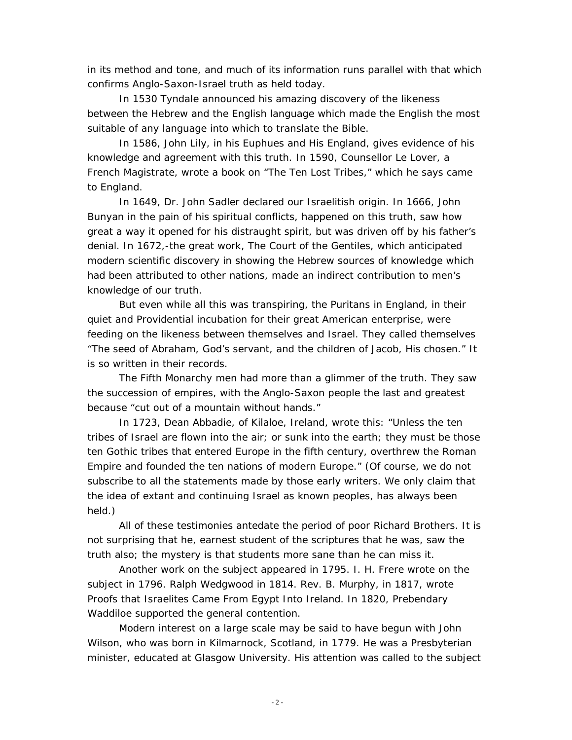in its method and tone, and much of its information runs parallel with that which confirms Anglo-Saxon-Israel truth as held today.

In 1530 Tyndale announced his amazing discovery of the likeness between the Hebrew and the English language which made the English the most suitable of any language into which to translate the Bible.

In 1586, John Lily, in his Euphues and His England, gives evidence of his knowledge and agreement with this truth. In 1590, Counsellor Le Lover, a French Magistrate, wrote a book on "The Ten Lost Tribes," which he says came to England.

In 1649, Dr. John Sadler declared our Israelitish origin. In 1666, John Bunyan in the pain of his spiritual conflicts, happened on this truth, saw how great a way it opened for his distraught spirit, but was driven off by his father's denial. In 1672,-the great work, The Court of the Gentiles, which anticipated modern scientific discovery in showing the Hebrew sources of knowledge which had been attributed to other nations, made an indirect contribution to men's knowledge of our truth.

But even while all this was transpiring, the Puritans in England, in their quiet and Providential incubation for their great American enterprise, were feeding on the likeness between themselves and Israel. They called themselves "The seed of Abraham, God's servant, and the children of Jacob, His chosen." It is so written in their records.

The Fifth Monarchy men had more than a glimmer of the truth. They saw the succession of empires, with the Anglo-Saxon people the last and greatest because "cut out of a mountain without hands."

In 1723, Dean Abbadie, of Kilaloe, Ireland, wrote this: "Unless the ten tribes of Israel are flown into the air; or sunk into the earth; they must be those ten Gothic tribes that entered Europe in the fifth century, overthrew the Roman Empire and founded the ten nations of modern Europe." (Of course, we do not subscribe to all the statements made by those early writers. We only claim that the idea of extant and continuing Israel as known peoples, has always been held.)

All of these testimonies antedate the period of poor Richard Brothers. It is not surprising that he, earnest student of the scriptures that he was, saw the truth also; the mystery is that students more sane than he can miss it.

Another work on the subject appeared in 1795. I. H. Frere wrote on the subject in 1796. Ralph Wedgwood in 1814. Rev. B. Murphy, in 1817, wrote Proofs that Israelites Came From Egypt Into Ireland. In 1820, Prebendary Waddiloe supported the general contention.

Modern interest on a large scale may be said to have begun with John Wilson, who was born in Kilmarnock, Scotland, in 1779. He was a Presbyterian minister, educated at Glasgow University. His attention was called to the subject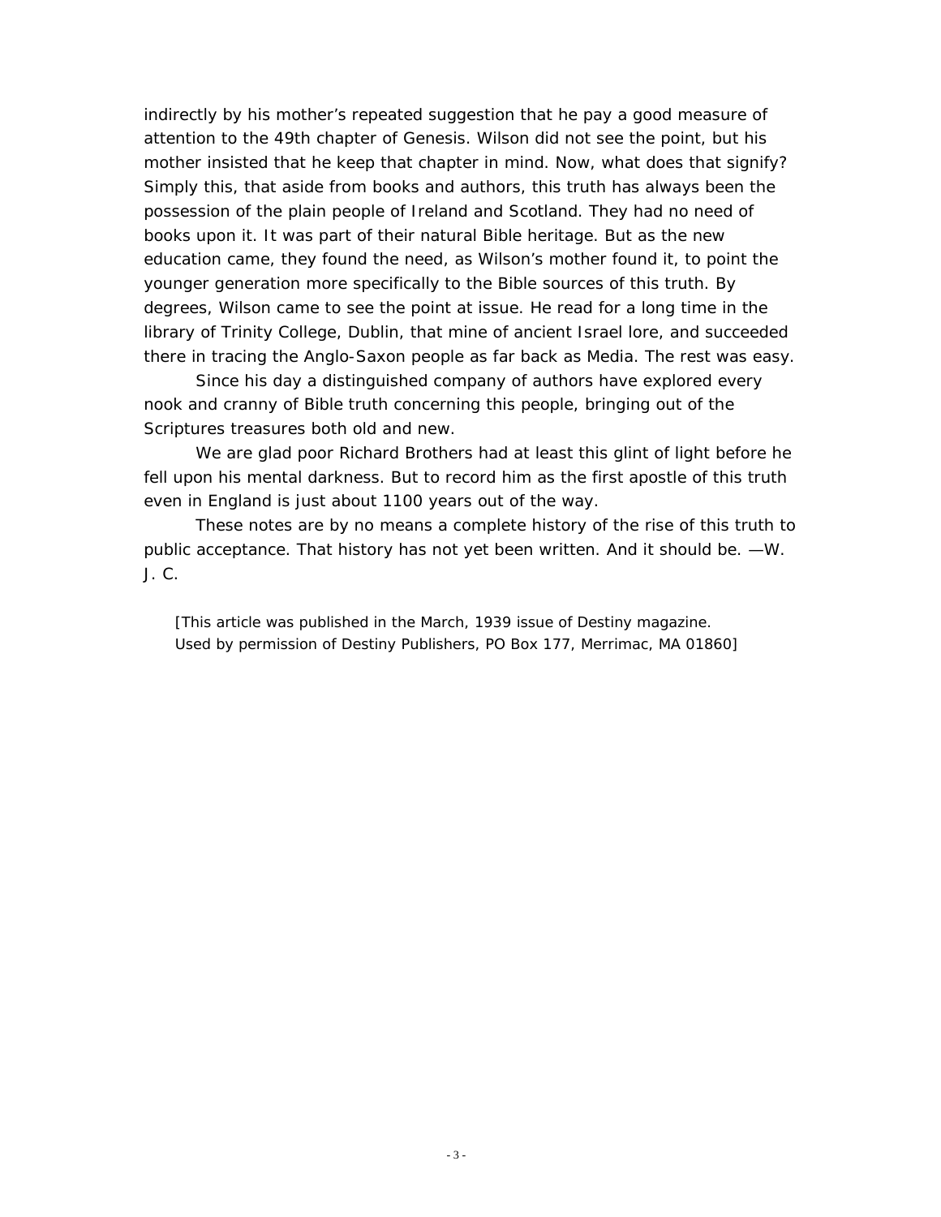indirectly by his mother's repeated suggestion that he pay a good measure of attention to the 49th chapter of Genesis. Wilson did not see the point, but his mother insisted that he keep that chapter in mind. Now, what does that signify? Simply this, that aside from books and authors, this truth has always been the possession of the plain people of Ireland and Scotland. They had no need of books upon it. It was part of their natural Bible heritage. But as the new education came, they found the need, as Wilson's mother found it, to point the younger generation more specifically to the Bible sources of this truth. By degrees, Wilson came to see the point at issue. He read for a long time in the library of Trinity College, Dublin, that mine of ancient Israel lore, and succeeded there in tracing the Anglo-Saxon people as far back as Media. The rest was easy.

Since his day a distinguished company of authors have explored every nook and cranny of Bible truth concerning this people, bringing out of the Scriptures treasures both old and new.

We are glad poor Richard Brothers had at least this glint of light before he fell upon his mental darkness. But to record him as the first apostle of this truth even in England is just about 1100 years out of the way.

These notes are by no means a complete history of the rise of this truth to public acceptance. That history has not yet been written. And it should be. —W. J. C.

[This article was published in the March, 1939 issue of Destiny magazine. Used by permission of Destiny Publishers, PO Box 177, Merrimac, MA 01860]